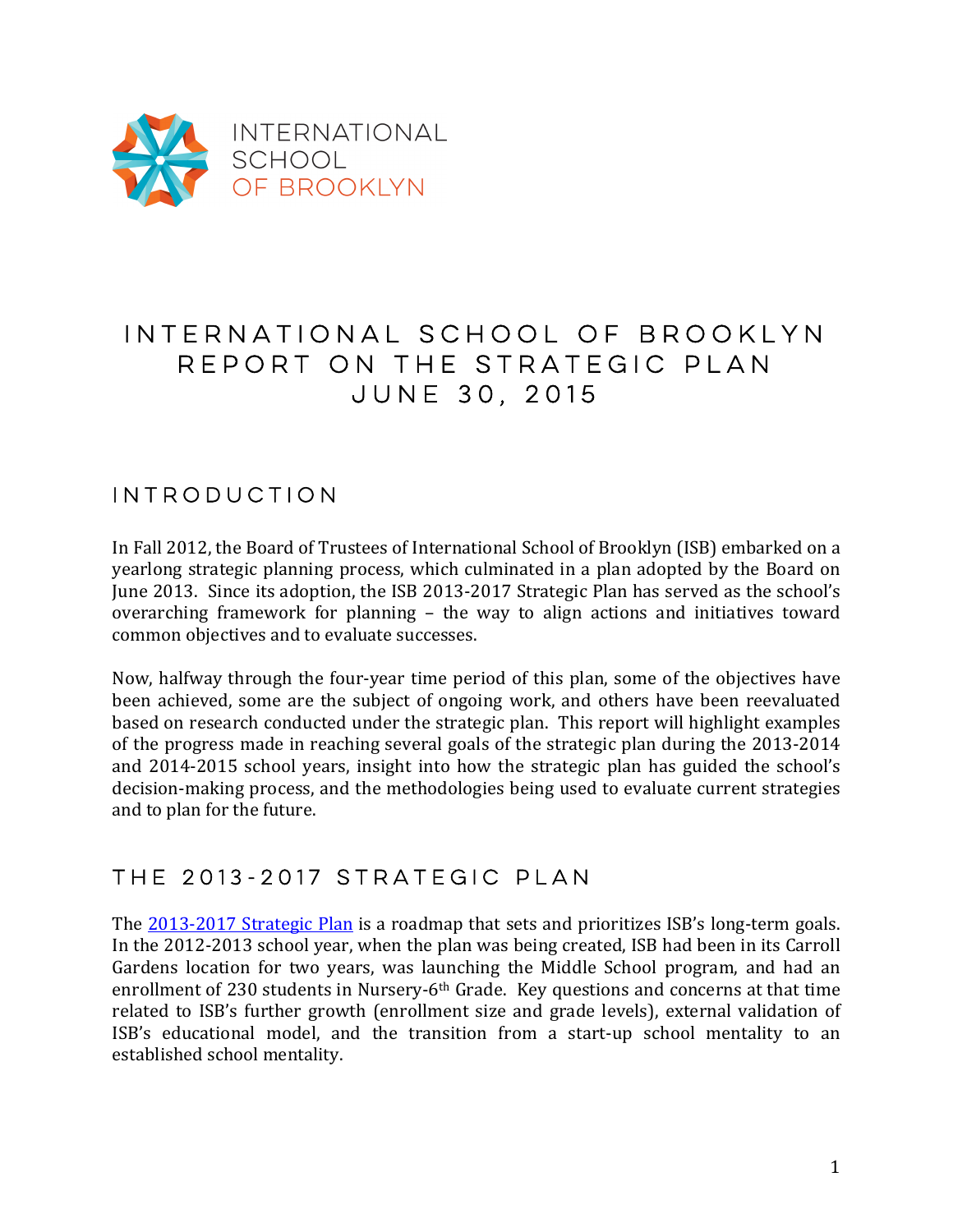INTERNATIONAL SCHOOL OF BROOKLYN

# INTERNATIONAL SCHOOL OF BROOKLYN
# REPORT ON THE STRATEGIC PLAN
# JUNE 30, 2015

## INTRODUCTION

In Fall 2012, the Board of Trustees of International School of Brooklyn (ISB) embarked on a yearlong strategic planning process, which culminated in a plan adopted by the Board on June 2013. Since its adoption, the ISB 2013-2017 Strategic Plan has served as the school's overarching framework for planning – the way to align actions and initiatives toward common objectives and to evaluate successes.

Now, halfway through the four-year time period of this plan, some of the objectives have been achieved, some are the subject of ongoing work, and others have been reevaluated based on research conducted under the strategic plan. This report will highlight examples of the progress made in reaching several goals of the strategic plan during the 2013-2014 and 2014-2015 school years, insight into how the strategic plan has guided the school's decision-making process, and the methodologies being used to evaluate current strategies and to plan for the future.

## THE 2013-2017 STRATEGIC PLAN

The [2013-2017 Strategic Plan] is a roadmap that sets and prioritizes ISB's long-term goals. In the 2012-2013 school year, when the plan was being created, ISB had been in its Carroll Gardens location for two years, was launching the Middle School program, and had an enrollment of 230 students in Nursery-6th Grade. Key questions and concerns at that time related to ISB's further growth (enrollment size and grade levels), external validation of ISB's educational model, and the transition from a start-up school mentality to an established school mentality.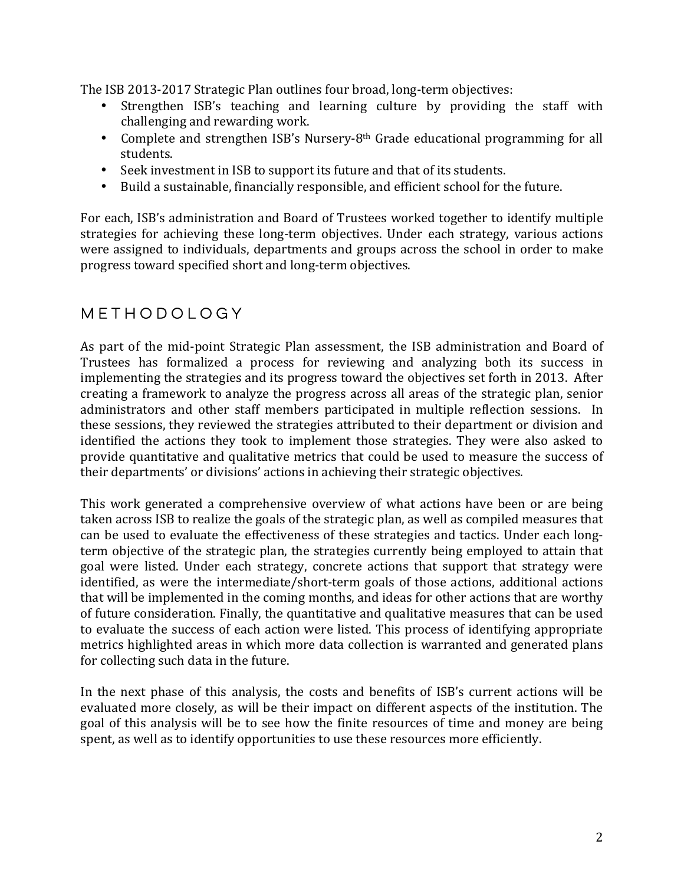The ISB 2013-2017 Strategic Plan outlines four broad, long-term objectives:

- Strengthen ISB's teaching and learning culture by providing the staff with challenging and rewarding work.
- Complete and strengthen ISB's Nursery-8th Grade educational programming for all students.
- Seek investment in ISB to support its future and that of its students.
- Build a sustainable, financially responsible, and efficient school for the future.

For each, ISB's administration and Board of Trustees worked together to identify multiple strategies for achieving these long-term objectives. Under each strategy, various actions were assigned to individuals, departments and groups across the school in order to make progress toward specified short and long-term objectives.

## METHODOLOGY

As part of the mid-point Strategic Plan assessment, the ISB administration and Board of Trustees has formalized a process for reviewing and analyzing both its success in implementing the strategies and its progress toward the objectives set forth in 2013. After creating a framework to analyze the progress across all areas of the strategic plan, senior administrators and other staff members participated in multiple reflection sessions. In these sessions, they reviewed the strategies attributed to their department or division and identified the actions they took to implement those strategies. They were also asked to provide quantitative and qualitative metrics that could be used to measure the success of their departments' or divisions' actions in achieving their strategic objectives.

This work generated a comprehensive overview of what actions have been or are being taken across ISB to realize the goals of the strategic plan, as well as compiled measures that can be used to evaluate the effectiveness of these strategies and tactics. Under each long-term objective of the strategic plan, the strategies currently being employed to attain that goal were listed. Under each strategy, concrete actions that support that strategy were identified, as were the intermediate/short-term goals of those actions, additional actions that will be implemented in the coming months, and ideas for other actions that are worthy of future consideration. Finally, the quantitative and qualitative measures that can be used to evaluate the success of each action were listed. This process of identifying appropriate metrics highlighted areas in which more data collection is warranted and generated plans for collecting such data in the future.

In the next phase of this analysis, the costs and benefits of ISB's current actions will be evaluated more closely, as will be their impact on different aspects of the institution. The goal of this analysis will be to see how the finite resources of time and money are being spent, as well as to identify opportunities to use these resources more efficiently.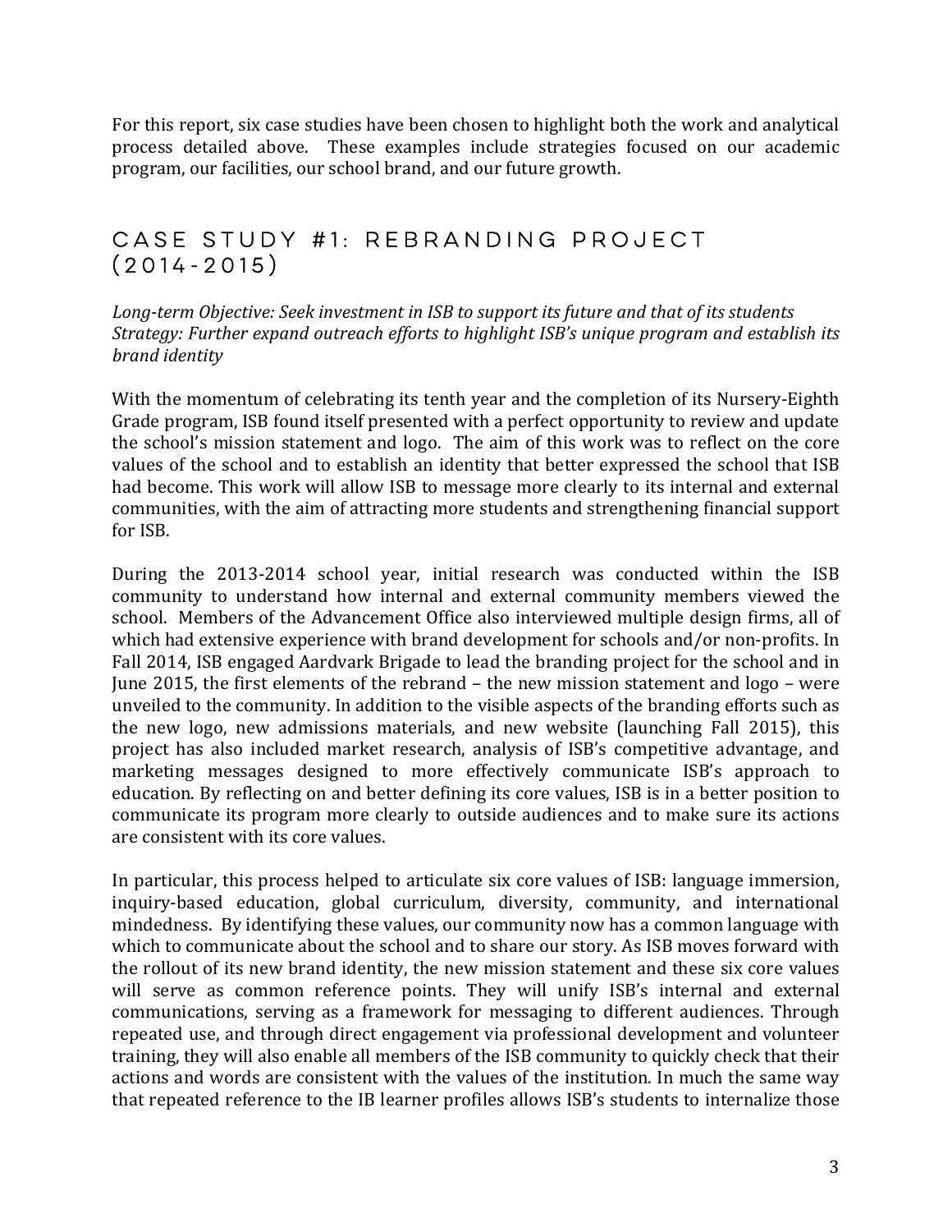For this report, six case studies have been chosen to highlight both the work and analytical process detailed above. These examples include strategies focused on our academic program, our facilities, our school brand, and our future growth.

## CASE STUDY #1: REBRANDING PROJECT (2014-2015)

*Long-term Objective: Seek investment in ISB to support its future and that of its students*
*Strategy: Further expand outreach efforts to highlight ISB's unique program and establish its brand identity*

With the momentum of celebrating its tenth year and the completion of its Nursery-Eighth Grade program, ISB found itself presented with a perfect opportunity to review and update the school's mission statement and logo. The aim of this work was to reflect on the core values of the school and to establish an identity that better expressed the school that ISB had become. This work will allow ISB to message more clearly to its internal and external communities, with the aim of attracting more students and strengthening financial support for ISB.

During the 2013-2014 school year, initial research was conducted within the ISB community to understand how internal and external community members viewed the school. Members of the Advancement Office also interviewed multiple design firms, all of which had extensive experience with brand development for schools and/or non-profits. In Fall 2014, ISB engaged Aardvark Brigade to lead the branding project for the school and in June 2015, the first elements of the rebrand – the new mission statement and logo – were unveiled to the community. In addition to the visible aspects of the branding efforts such as the new logo, new admissions materials, and new website (launching Fall 2015), this project has also included market research, analysis of ISB's competitive advantage, and marketing messages designed to more effectively communicate ISB's approach to education. By reflecting on and better defining its core values, ISB is in a better position to communicate its program more clearly to outside audiences and to make sure its actions are consistent with its core values.

In particular, this process helped to articulate six core values of ISB: language immersion, inquiry-based education, global curriculum, diversity, community, and international mindedness. By identifying these values, our community now has a common language with which to communicate about the school and to share our story. As ISB moves forward with the rollout of its new brand identity, the new mission statement and these six core values will serve as common reference points. They will unify ISB's internal and external communications, serving as a framework for messaging to different audiences. Through repeated use, and through direct engagement via professional development and volunteer training, they will also enable all members of the ISB community to quickly check that their actions and words are consistent with the values of the institution. In much the same way that repeated reference to the IB learner profiles allows ISB's students to internalize those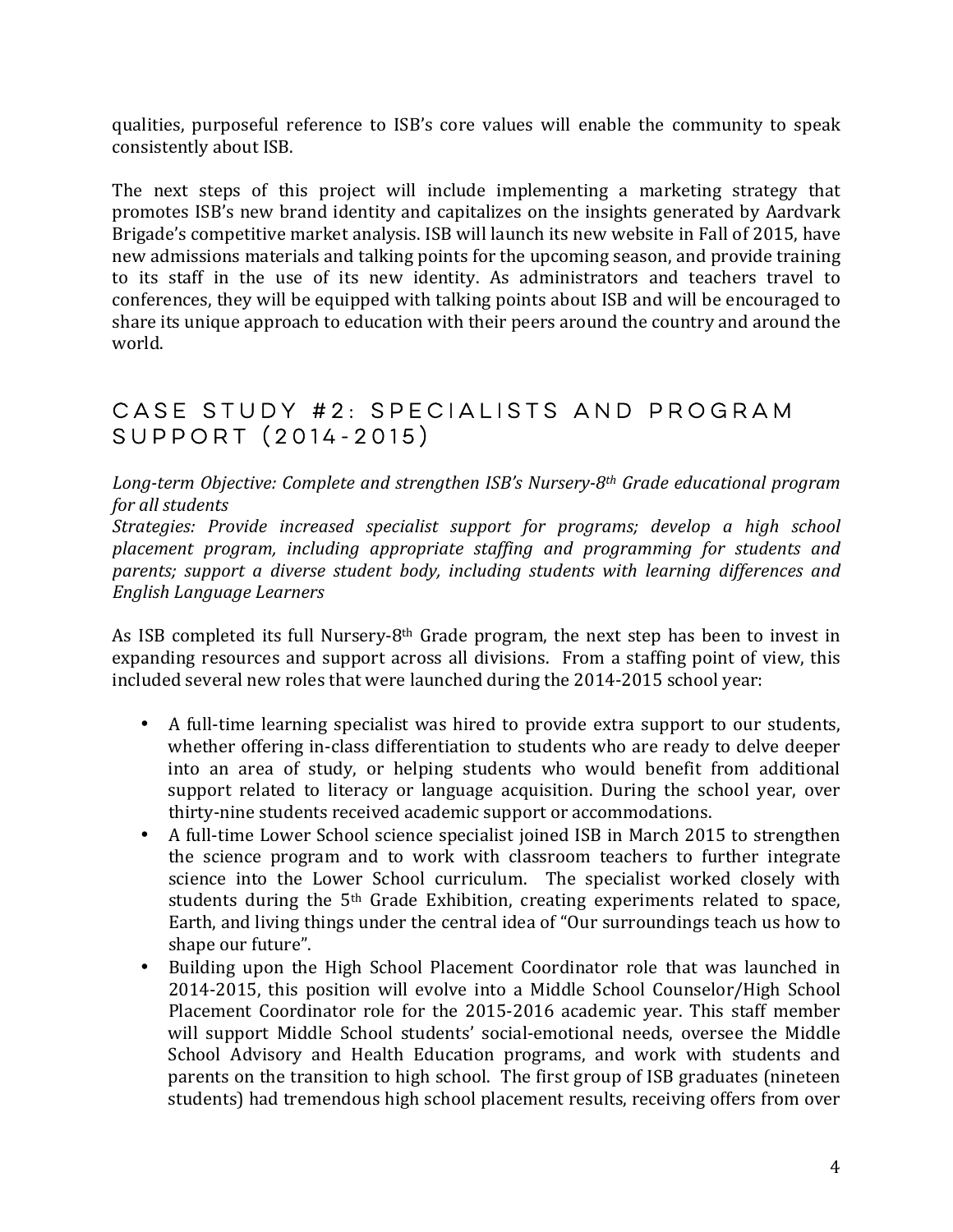qualities, purposeful reference to ISB's core values will enable the community to speak consistently about ISB.

The next steps of this project will include implementing a marketing strategy that promotes ISB's new brand identity and capitalizes on the insights generated by Aardvark Brigade's competitive market analysis. ISB will launch its new website in Fall of 2015, have new admissions materials and talking points for the upcoming season, and provide training to its staff in the use of its new identity. As administrators and teachers travel to conferences, they will be equipped with talking points about ISB and will be encouraged to share its unique approach to education with their peers around the country and around the world.

## CASE STUDY #2: SPECIALISTS AND PROGRAM SUPPORT (2014-2015)

*Long-term Objective: Complete and strengthen ISB's Nursery-8th Grade educational program for all students*
*Strategies: Provide increased specialist support for programs; develop a high school placement program, including appropriate staffing and programming for students and parents; support a diverse student body, including students with learning differences and English Language Learners*

As ISB completed its full Nursery-8th Grade program, the next step has been to invest in expanding resources and support across all divisions. From a staffing point of view, this included several new roles that were launched during the 2014-2015 school year:

- A full-time learning specialist was hired to provide extra support to our students, whether offering in-class differentiation to students who are ready to delve deeper into an area of study, or helping students who would benefit from additional support related to literacy or language acquisition. During the school year, over thirty-nine students received academic support or accommodations.
- A full-time Lower School science specialist joined ISB in March 2015 to strengthen the science program and to work with classroom teachers to further integrate science into the Lower School curriculum. The specialist worked closely with students during the 5th Grade Exhibition, creating experiments related to space, Earth, and living things under the central idea of "Our surroundings teach us how to shape our future".
- Building upon the High School Placement Coordinator role that was launched in 2014-2015, this position will evolve into a Middle School Counselor/High School Placement Coordinator role for the 2015-2016 academic year. This staff member will support Middle School students' social-emotional needs, oversee the Middle School Advisory and Health Education programs, and work with students and parents on the transition to high school. The first group of ISB graduates (nineteen students) had tremendous high school placement results, receiving offers from over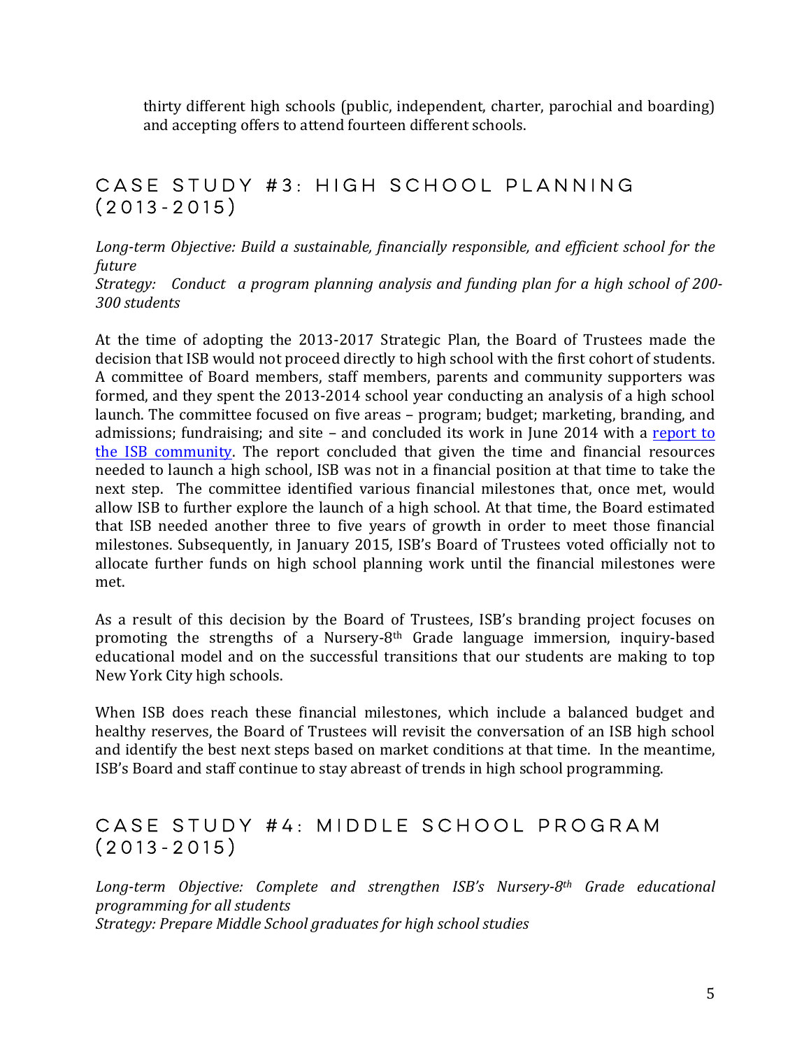thirty different high schools (public, independent, charter, parochial and boarding) and accepting offers to attend fourteen different schools.

## CASE STUDY #3: HIGH SCHOOL PLANNING (2013-2015)

*Long-term Objective: Build a sustainable, financially responsible, and efficient school for the future*
*Strategy: Conduct a program planning analysis and funding plan for a high school of 200-300 students*

At the time of adopting the 2013-2017 Strategic Plan, the Board of Trustees made the decision that ISB would not proceed directly to high school with the first cohort of students. A committee of Board members, staff members, parents and community supporters was formed, and they spent the 2013-2014 school year conducting an analysis of a high school launch. The committee focused on five areas – program; budget; marketing, branding, and admissions; fundraising; and site – and concluded its work in June 2014 with a report to the ISB community. The report concluded that given the time and financial resources needed to launch a high school, ISB was not in a financial position at that time to take the next step. The committee identified various financial milestones that, once met, would allow ISB to further explore the launch of a high school. At that time, the Board estimated that ISB needed another three to five years of growth in order to meet those financial milestones. Subsequently, in January 2015, ISB's Board of Trustees voted officially not to allocate further funds on high school planning work until the financial milestones were met.

As a result of this decision by the Board of Trustees, ISB's branding project focuses on promoting the strengths of a Nursery-8th Grade language immersion, inquiry-based educational model and on the successful transitions that our students are making to top New York City high schools.

When ISB does reach these financial milestones, which include a balanced budget and healthy reserves, the Board of Trustees will revisit the conversation of an ISB high school and identify the best next steps based on market conditions at that time. In the meantime, ISB's Board and staff continue to stay abreast of trends in high school programming.

## CASE STUDY #4: MIDDLE SCHOOL PROGRAM (2013-2015)

*Long-term Objective: Complete and strengthen ISB's Nursery-8th Grade educational programming for all students*
*Strategy: Prepare Middle School graduates for high school studies*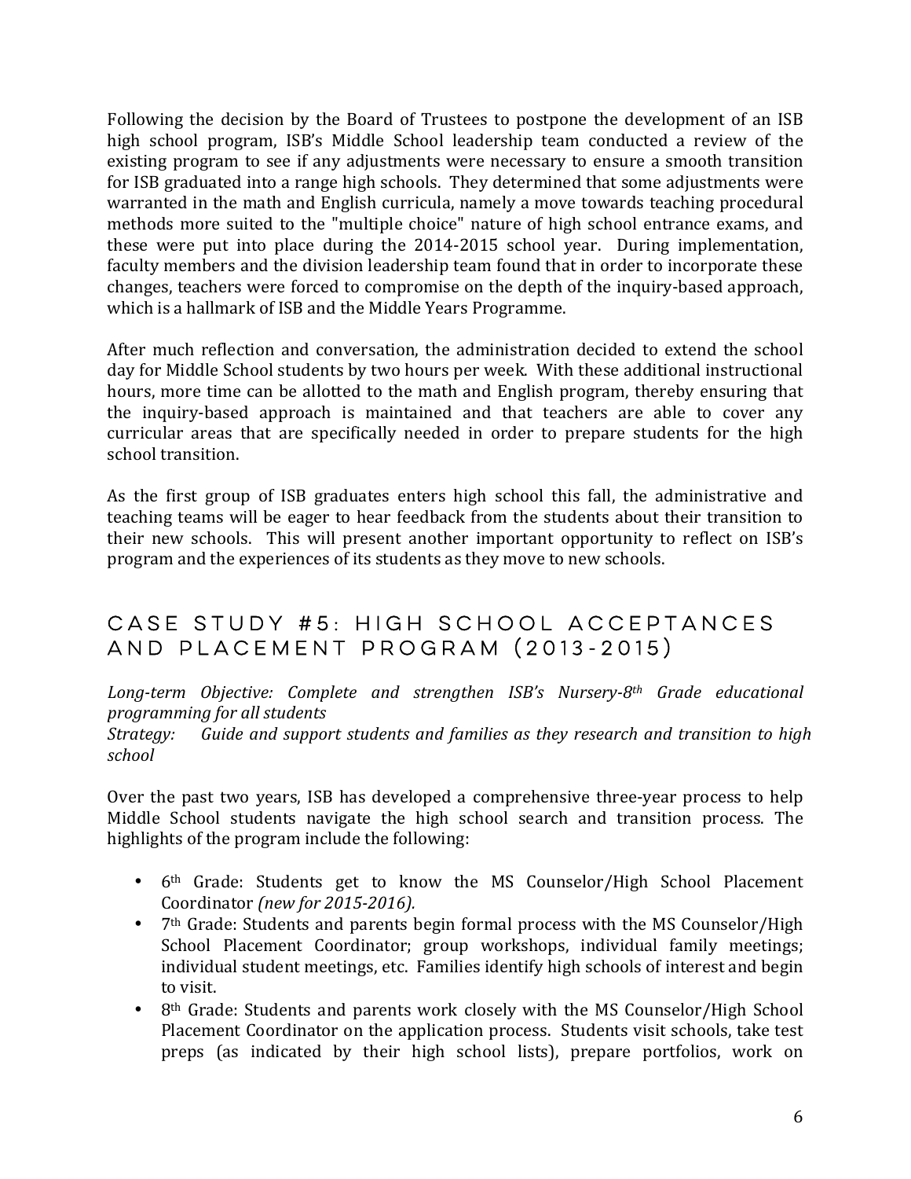Following the decision by the Board of Trustees to postpone the development of an ISB high school program, ISB's Middle School leadership team conducted a review of the existing program to see if any adjustments were necessary to ensure a smooth transition for ISB graduated into a range high schools. They determined that some adjustments were warranted in the math and English curricula, namely a move towards teaching procedural methods more suited to the "multiple choice" nature of high school entrance exams, and these were put into place during the 2014-2015 school year. During implementation, faculty members and the division leadership team found that in order to incorporate these changes, teachers were forced to compromise on the depth of the inquiry-based approach, which is a hallmark of ISB and the Middle Years Programme.

After much reflection and conversation, the administration decided to extend the school day for Middle School students by two hours per week. With these additional instructional hours, more time can be allotted to the math and English program, thereby ensuring that the inquiry-based approach is maintained and that teachers are able to cover any curricular areas that are specifically needed in order to prepare students for the high school transition.

As the first group of ISB graduates enters high school this fall, the administrative and teaching teams will be eager to hear feedback from the students about their transition to their new schools. This will present another important opportunity to reflect on ISB's program and the experiences of its students as they move to new schools.

## CASE STUDY #5: HIGH SCHOOL ACCEPTANCES AND PLACEMENT PROGRAM (2013-2015)

*Long-term Objective: Complete and strengthen ISB's Nursery-8th Grade educational programming for all students*
*Strategy: Guide and support students and families as they research and transition to high school*

Over the past two years, ISB has developed a comprehensive three-year process to help Middle School students navigate the high school search and transition process. The highlights of the program include the following:

- 6th Grade: Students get to know the MS Counselor/High School Placement Coordinator *(new for 2015-2016).*
- 7th Grade: Students and parents begin formal process with the MS Counselor/High School Placement Coordinator; group workshops, individual family meetings; individual student meetings, etc. Families identify high schools of interest and begin to visit.
- 8th Grade: Students and parents work closely with the MS Counselor/High School Placement Coordinator on the application process. Students visit schools, take test preps (as indicated by their high school lists), prepare portfolios, work on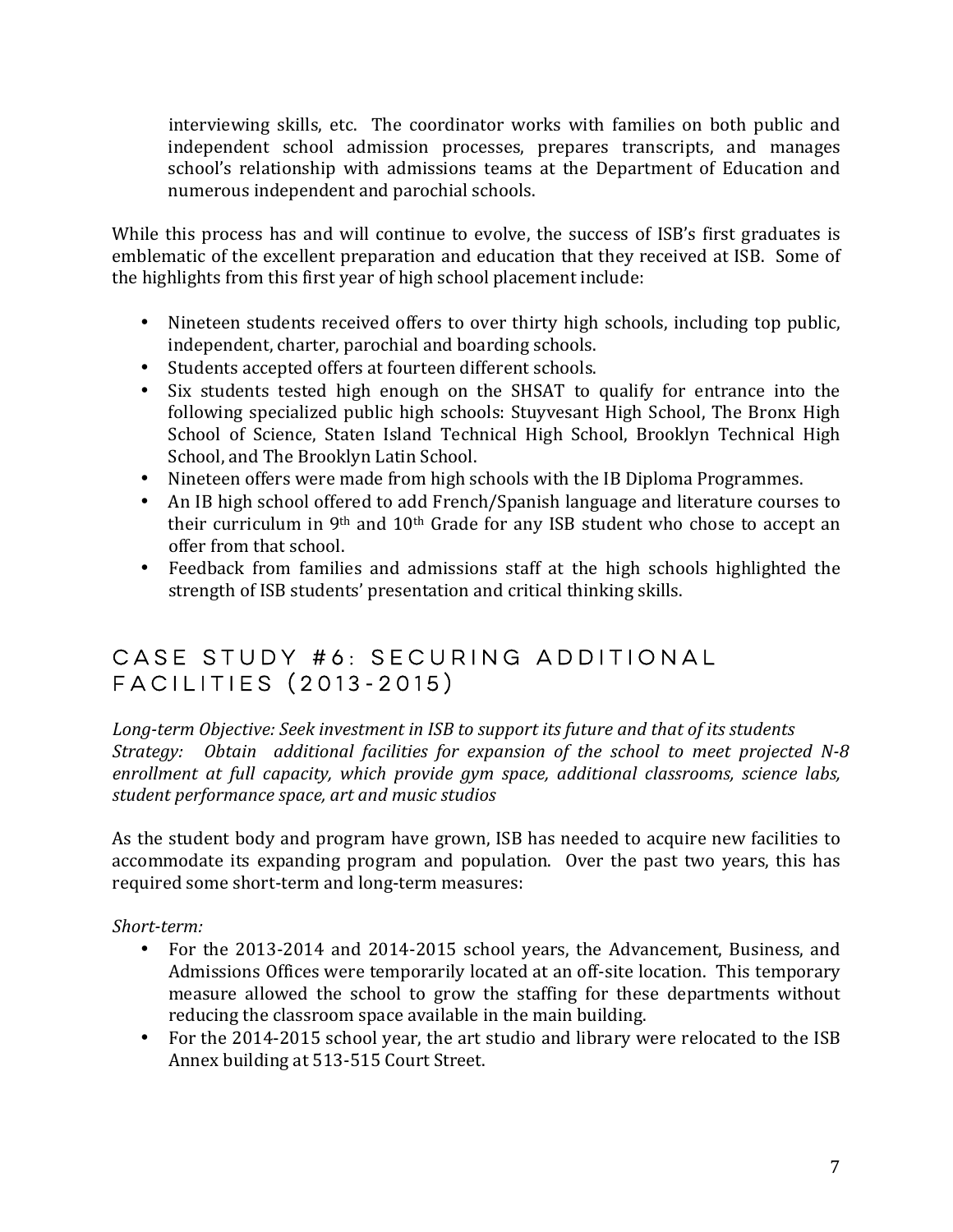interviewing skills, etc. The coordinator works with families on both public and independent school admission processes, prepares transcripts, and manages school's relationship with admissions teams at the Department of Education and numerous independent and parochial schools.

While this process has and will continue to evolve, the success of ISB's first graduates is emblematic of the excellent preparation and education that they received at ISB. Some of the highlights from this first year of high school placement include:

- Nineteen students received offers to over thirty high schools, including top public, independent, charter, parochial and boarding schools.
- Students accepted offers at fourteen different schools.
- Six students tested high enough on the SHSAT to qualify for entrance into the following specialized public high schools: Stuyvesant High School, The Bronx High School of Science, Staten Island Technical High School, Brooklyn Technical High School, and The Brooklyn Latin School.
- Nineteen offers were made from high schools with the IB Diploma Programmes.
- An IB high school offered to add French/Spanish language and literature courses to their curriculum in 9th and 10th Grade for any ISB student who chose to accept an offer from that school.
- Feedback from families and admissions staff at the high schools highlighted the strength of ISB students' presentation and critical thinking skills.

## CASE STUDY #6: SECURING ADDITIONAL FACILITIES (2013-2015)

*Long-term Objective: Seek investment in ISB to support its future and that of its students*
*Strategy: Obtain additional facilities for expansion of the school to meet projected N-8 enrollment at full capacity, which provide gym space, additional classrooms, science labs, student performance space, art and music studios*

As the student body and program have grown, ISB has needed to acquire new facilities to accommodate its expanding program and population. Over the past two years, this has required some short-term and long-term measures:

*Short-term:*

- For the 2013-2014 and 2014-2015 school years, the Advancement, Business, and Admissions Offices were temporarily located at an off-site location. This temporary measure allowed the school to grow the staffing for these departments without reducing the classroom space available in the main building.
- For the 2014-2015 school year, the art studio and library were relocated to the ISB Annex building at 513-515 Court Street.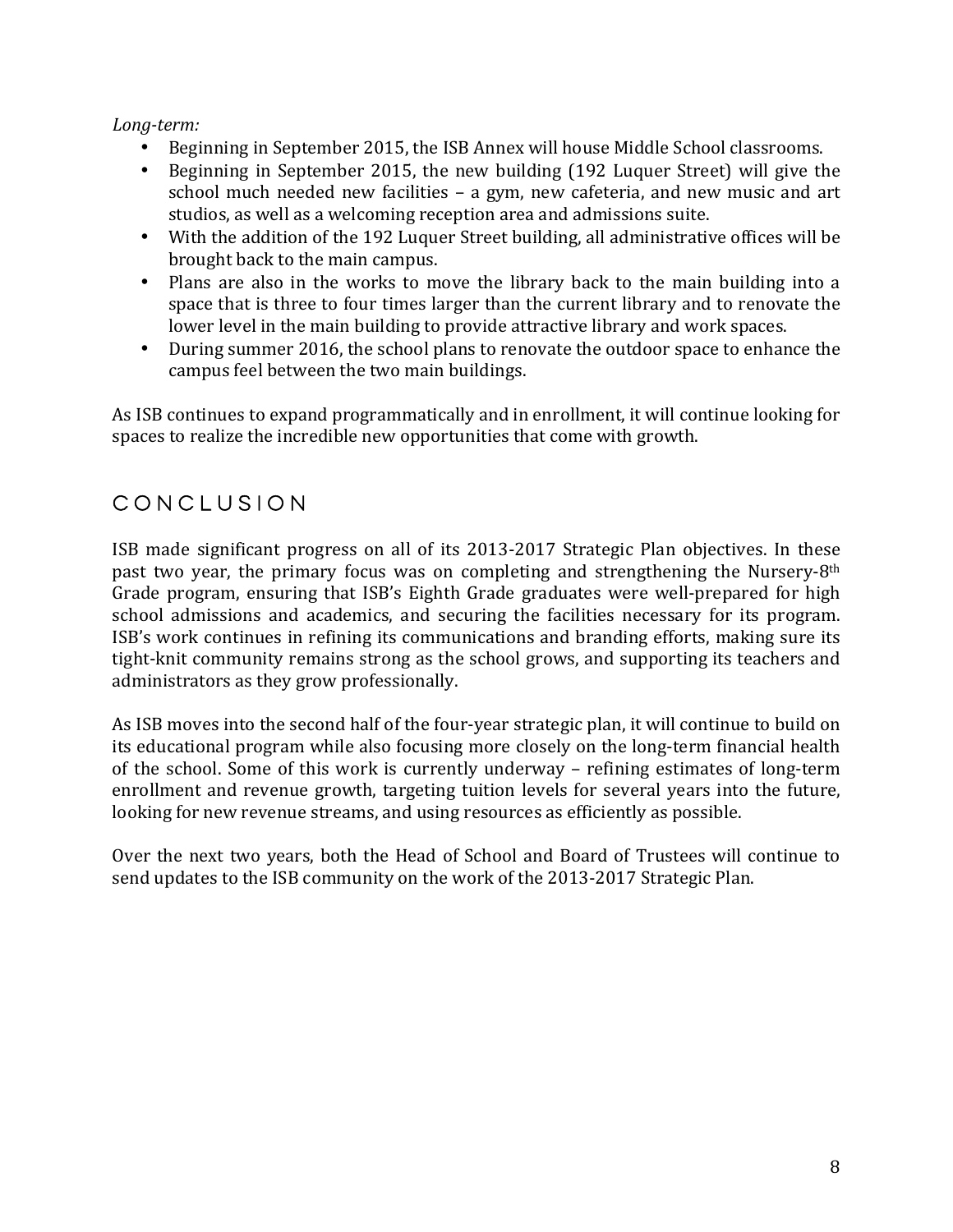*Long-term:*

- Beginning in September 2015, the ISB Annex will house Middle School classrooms.
- Beginning in September 2015, the new building (192 Luquer Street) will give the school much needed new facilities – a gym, new cafeteria, and new music and art studios, as well as a welcoming reception area and admissions suite.
- With the addition of the 192 Luquer Street building, all administrative offices will be brought back to the main campus.
- Plans are also in the works to move the library back to the main building into a space that is three to four times larger than the current library and to renovate the lower level in the main building to provide attractive library and work spaces.
- During summer 2016, the school plans to renovate the outdoor space to enhance the campus feel between the two main buildings.

As ISB continues to expand programmatically and in enrollment, it will continue looking for spaces to realize the incredible new opportunities that come with growth.

## CONCLUSION

ISB made significant progress on all of its 2013-2017 Strategic Plan objectives. In these past two year, the primary focus was on completing and strengthening the Nursery-8th Grade program, ensuring that ISB's Eighth Grade graduates were well-prepared for high school admissions and academics, and securing the facilities necessary for its program. ISB's work continues in refining its communications and branding efforts, making sure its tight-knit community remains strong as the school grows, and supporting its teachers and administrators as they grow professionally.

As ISB moves into the second half of the four-year strategic plan, it will continue to build on its educational program while also focusing more closely on the long-term financial health of the school. Some of this work is currently underway – refining estimates of long-term enrollment and revenue growth, targeting tuition levels for several years into the future, looking for new revenue streams, and using resources as efficiently as possible.

Over the next two years, both the Head of School and Board of Trustees will continue to send updates to the ISB community on the work of the 2013-2017 Strategic Plan.